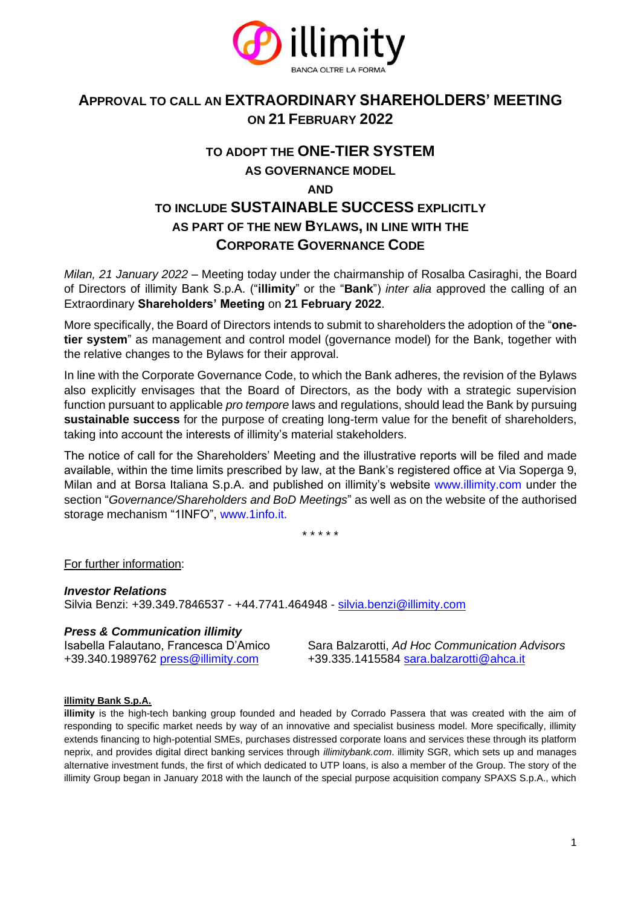# APPROVAL TO CALL AN EXTRAORDINARY SHAREHOLDERS' MEETING ON 21 FEBRUARY 2022

## TO ADOPT THE ONE-TIER SYSTEM AS GOVERNANCE MODEL AND TO INCLUDE SUSTAINABLE SUCCESS EXPLICITLY AS PART OF THE NEW BYLAWS, IN LINE WITH THE CORPORATE GOVERNANCE CODE

*Milan, 21 January 2022* – Meeting today under the chairmanship of Rosalba Casiraghi, the Board of Directors of illimity Bank S.p.A. ("**illimity**" or the "**Bank**") *inter alia* approved the calling of an Extraordinary **Shareholders' Meeting** on **21 February 2022**.

More specifically, the Board of Directors intends to submit to shareholders the adoption of the "**one-tier system**" as management and control model (governance model) for the Bank, together with the relative changes to the Bylaws for their approval.

In line with the Corporate Governance Code, to which the Bank adheres, the revision of the Bylaws also explicitly envisages that the Board of Directors, as the body with a strategic supervision function pursuant to applicable *pro tempore* laws and regulations, should lead the Bank by pursuing **sustainable success** for the purpose of creating long-term value for the benefit of shareholders, taking into account the interests of illimity's material stakeholders.

The notice of call for the Shareholders' Meeting and the illustrative reports will be filed and made available, within the time limits prescribed by law, at the Bank's registered office at Via Soperga 9, Milan and at Borsa Italiana S.p.A. and published on illimity's website www.illimity.com under the section "*Governance/Shareholders and BoD Meetings*" as well as on the website of the authorised storage mechanism "1INFO", www.1info.it.

\* \* \* \* \*

For further information:

***Investor Relations***
Silvia Benzi: +39.349.7846537 - +44.7741.464948 - silvia.benzi@illimity.com

***Press & Communication illimity***
Isabella Falautano, Francesca D'Amico
+39.340.1989762 press@illimity.com

Sara Balzarotti, *Ad Hoc Communication Advisors*
+39.335.1415584 sara.balzarotti@ahca.it

**illimity Bank S.p.A.**

**illimity** is the high-tech banking group founded and headed by Corrado Passera that was created with the aim of responding to specific market needs by way of an innovative and specialist business model. More specifically, illimity extends financing to high-potential SMEs, purchases distressed corporate loans and services these through its platform neprix, and provides digital direct banking services through *illimitybank.com*. illimity SGR, which sets up and manages alternative investment funds, the first of which dedicated to UTP loans, is also a member of the Group. The story of the illimity Group began in January 2018 with the launch of the special purpose acquisition company SPAXS S.p.A., which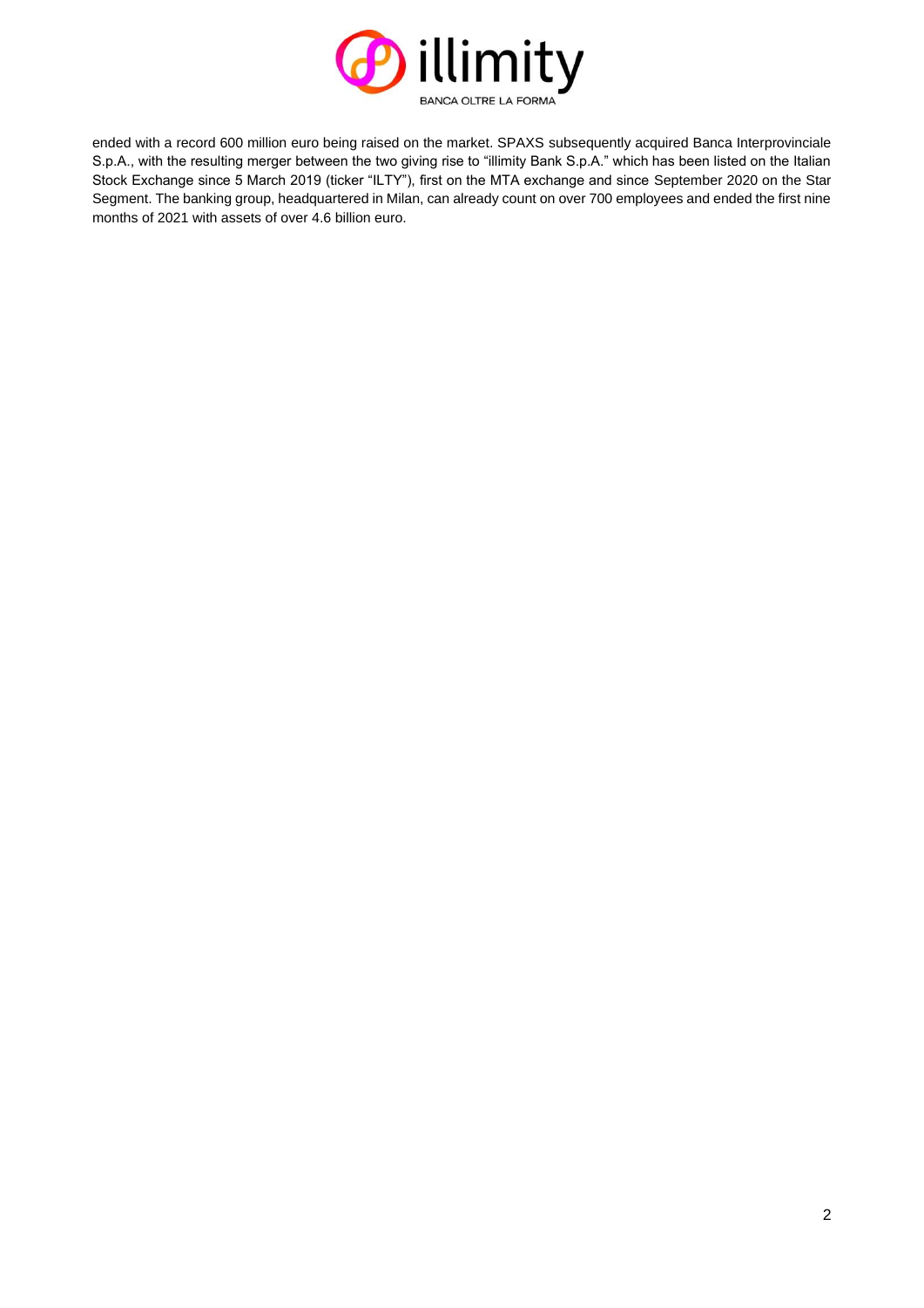ended with a record 600 million euro being raised on the market. SPAXS subsequently acquired Banca Interprovinciale S.p.A., with the resulting merger between the two giving rise to "illimity Bank S.p.A." which has been listed on the Italian Stock Exchange since 5 March 2019 (ticker "ILTY"), first on the MTA exchange and since September 2020 on the Star Segment. The banking group, headquartered in Milan, can already count on over 700 employees and ended the first nine months of 2021 with assets of over 4.6 billion euro.